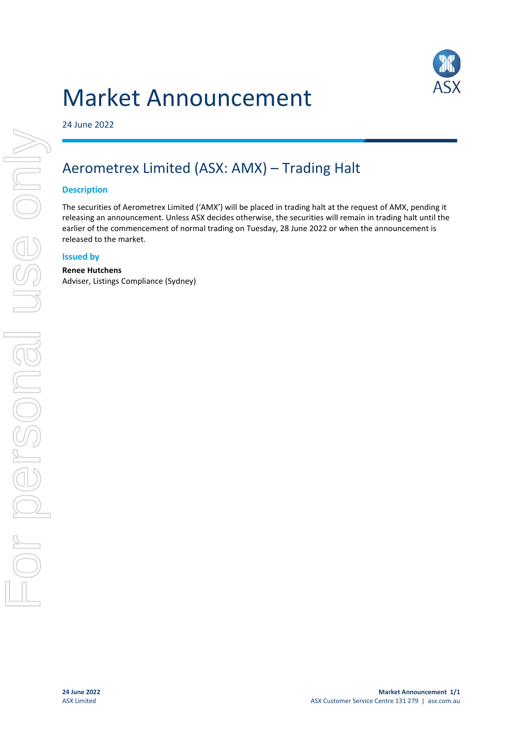# Market Announcement

24 June 2022

## Aerometrex Limited (ASX: AMX) – Trading Halt

### Description

The securities of Aerometrex Limited ('AMX') will be placed in trading halt at the request of AMX, pending it releasing an announcement. Unless ASX decides otherwise, the securities will remain in trading halt until the earlier of the commencement of normal trading on Tuesday, 28 June 2022 or when the announcement is released to the market.

### Issued by

**Renee Hutchens**
Adviser, Listings Compliance (Sydney)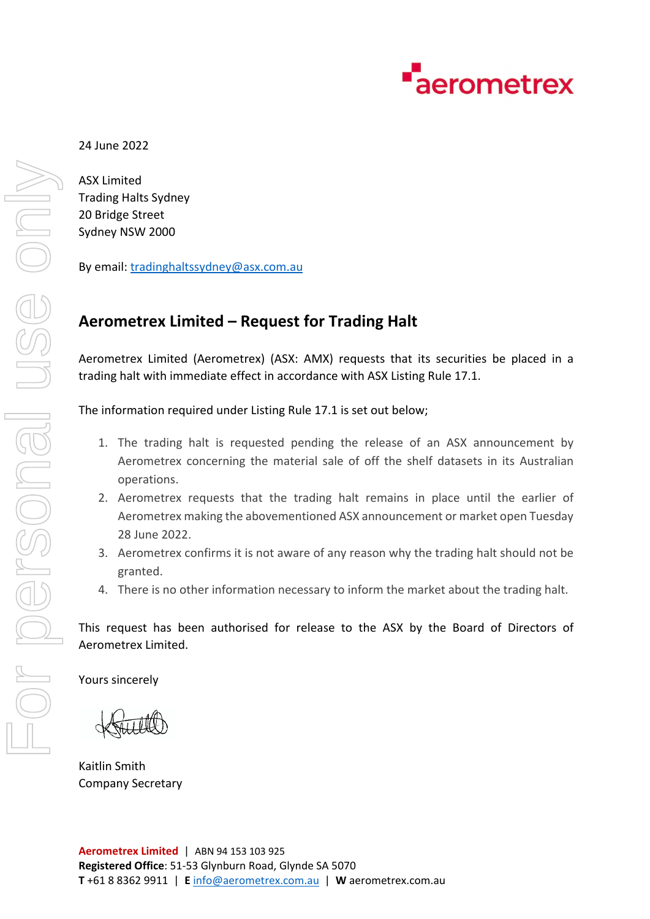aerometrex

24 June 2022

ASX Limited
Trading Halts Sydney
20 Bridge Street
Sydney NSW 2000

By email: tradinghaltssydney@asx.com.au

## Aerometrex Limited – Request for Trading Halt

Aerometrex Limited (Aerometrex) (ASX: AMX) requests that its securities be placed in a trading halt with immediate effect in accordance with ASX Listing Rule 17.1.

The information required under Listing Rule 17.1 is set out below;

1. The trading halt is requested pending the release of an ASX announcement by Aerometrex concerning the material sale of off the shelf datasets in its Australian operations.
2. Aerometrex requests that the trading halt remains in place until the earlier of Aerometrex making the abovementioned ASX announcement or market open Tuesday 28 June 2022.
3. Aerometrex confirms it is not aware of any reason why the trading halt should not be granted.
4. There is no other information necessary to inform the market about the trading halt.

This request has been authorised for release to the ASX by the Board of Directors of Aerometrex Limited.

Yours sincerely

Kaitlin Smith
Company Secretary

**Aerometrex Limited** | ABN 94 153 103 925
**Registered Office**: 51-53 Glynburn Road, Glynde SA 5070
**T** +61 8 8362 9911 | **E** info@aerometrex.com.au | **W** aerometrex.com.au